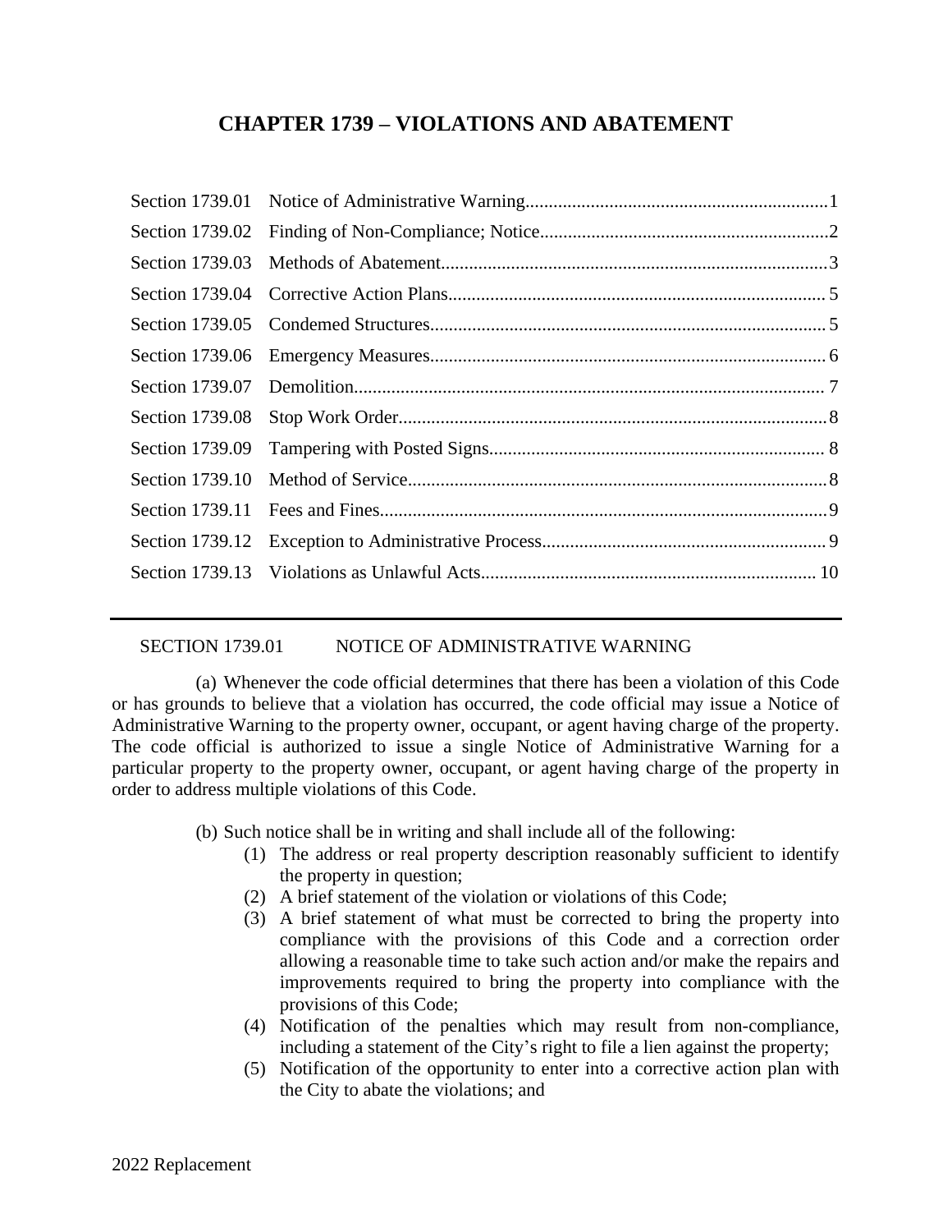# CHAPTER 1739 – VIOLATIONS AND ABATEMENT

| | | |
|---|---|---|
| Section 1739.01 | Notice of Administrative Warning | 1 |
| Section 1739.02 | Finding of Non-Compliance; Notice | 2 |
| Section 1739.03 | Methods of Abatement | 3 |
| Section 1739.04 | Corrective Action Plans | 5 |
| Section 1739.05 | Condemed Structures | 5 |
| Section 1739.06 | Emergency Measures | 6 |
| Section 1739.07 | Demolition | 7 |
| Section 1739.08 | Stop Work Order | 8 |
| Section 1739.09 | Tampering with Posted Signs | 8 |
| Section 1739.10 | Method of Service | 8 |
| Section 1739.11 | Fees and Fines | 9 |
| Section 1739.12 | Exception to Administrative Process | 9 |
| Section 1739.13 | Violations as Unlawful Acts | 10 |

---

## SECTION 1739.01 NOTICE OF ADMINISTRATIVE WARNING

(a) Whenever the code official determines that there has been a violation of this Code or has grounds to believe that a violation has occurred, the code official may issue a Notice of Administrative Warning to the property owner, occupant, or agent having charge of the property. The code official is authorized to issue a single Notice of Administrative Warning for a particular property to the property owner, occupant, or agent having charge of the property in order to address multiple violations of this Code.

(b) Such notice shall be in writing and shall include all of the following:

(1) The address or real property description reasonably sufficient to identify the property in question;

(2) A brief statement of the violation or violations of this Code;

(3) A brief statement of what must be corrected to bring the property into compliance with the provisions of this Code and a correction order allowing a reasonable time to take such action and/or make the repairs and improvements required to bring the property into compliance with the provisions of this Code;

(4) Notification of the penalties which may result from non-compliance, including a statement of the City's right to file a lien against the property;

(5) Notification of the opportunity to enter into a corrective action plan with the City to abate the violations; and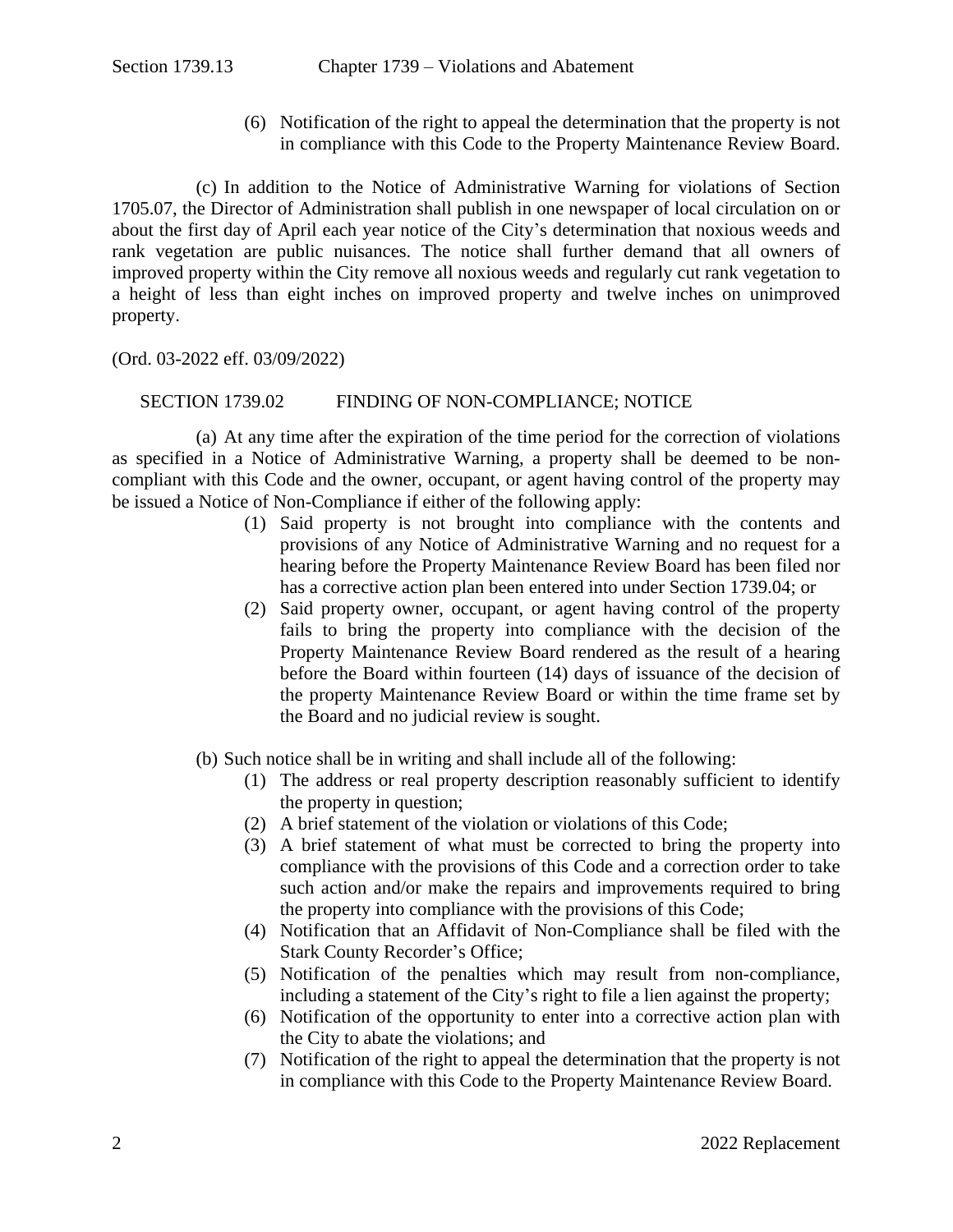(6) Notification of the right to appeal the determination that the property is not in compliance with this Code to the Property Maintenance Review Board.

(c) In addition to the Notice of Administrative Warning for violations of Section 1705.07, the Director of Administration shall publish in one newspaper of local circulation on or about the first day of April each year notice of the City's determination that noxious weeds and rank vegetation are public nuisances. The notice shall further demand that all owners of improved property within the City remove all noxious weeds and regularly cut rank vegetation to a height of less than eight inches on improved property and twelve inches on unimproved property.

(Ord. 03-2022 eff. 03/09/2022)

## SECTION 1739.02 FINDING OF NON-COMPLIANCE; NOTICE

(a) At any time after the expiration of the time period for the correction of violations as specified in a Notice of Administrative Warning, a property shall be deemed to be non-compliant with this Code and the owner, occupant, or agent having control of the property may be issued a Notice of Non-Compliance if either of the following apply:

(1) Said property is not brought into compliance with the contents and provisions of any Notice of Administrative Warning and no request for a hearing before the Property Maintenance Review Board has been filed nor has a corrective action plan been entered into under Section 1739.04; or

(2) Said property owner, occupant, or agent having control of the property fails to bring the property into compliance with the decision of the Property Maintenance Review Board rendered as the result of a hearing before the Board within fourteen (14) days of issuance of the decision of the property Maintenance Review Board or within the time frame set by the Board and no judicial review is sought.

(b) Such notice shall be in writing and shall include all of the following:

(1) The address or real property description reasonably sufficient to identify the property in question;

(2) A brief statement of the violation or violations of this Code;

(3) A brief statement of what must be corrected to bring the property into compliance with the provisions of this Code and a correction order to take such action and/or make the repairs and improvements required to bring the property into compliance with the provisions of this Code;

(4) Notification that an Affidavit of Non-Compliance shall be filed with the Stark County Recorder's Office;

(5) Notification of the penalties which may result from non-compliance, including a statement of the City's right to file a lien against the property;

(6) Notification of the opportunity to enter into a corrective action plan with the City to abate the violations; and

(7) Notification of the right to appeal the determination that the property is not in compliance with this Code to the Property Maintenance Review Board.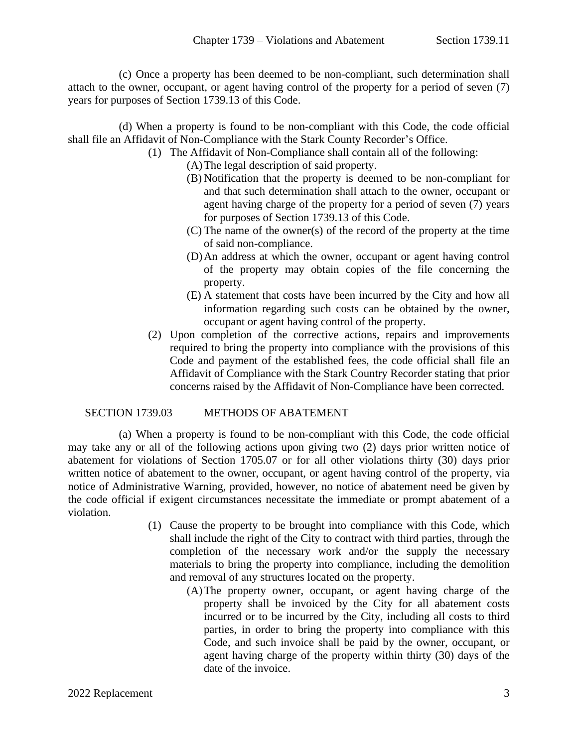(c) Once a property has been deemed to be non-compliant, such determination shall attach to the owner, occupant, or agent having control of the property for a period of seven (7) years for purposes of Section 1739.13 of this Code.

(d) When a property is found to be non-compliant with this Code, the code official shall file an Affidavit of Non-Compliance with the Stark County Recorder's Office.

(1) The Affidavit of Non-Compliance shall contain all of the following:

(A) The legal description of said property.

(B) Notification that the property is deemed to be non-compliant for and that such determination shall attach to the owner, occupant or agent having charge of the property for a period of seven (7) years for purposes of Section 1739.13 of this Code.

(C) The name of the owner(s) of the record of the property at the time of said non-compliance.

(D) An address at which the owner, occupant or agent having control of the property may obtain copies of the file concerning the property.

(E) A statement that costs have been incurred by the City and how all information regarding such costs can be obtained by the owner, occupant or agent having control of the property.

(2) Upon completion of the corrective actions, repairs and improvements required to bring the property into compliance with the provisions of this Code and payment of the established fees, the code official shall file an Affidavit of Compliance with the Stark Country Recorder stating that prior concerns raised by the Affidavit of Non-Compliance have been corrected.

## SECTION 1739.03 METHODS OF ABATEMENT

(a) When a property is found to be non-compliant with this Code, the code official may take any or all of the following actions upon giving two (2) days prior written notice of abatement for violations of Section 1705.07 or for all other violations thirty (30) days prior written notice of abatement to the owner, occupant, or agent having control of the property, via notice of Administrative Warning, provided, however, no notice of abatement need be given by the code official if exigent circumstances necessitate the immediate or prompt abatement of a violation.

(1) Cause the property to be brought into compliance with this Code, which shall include the right of the City to contract with third parties, through the completion of the necessary work and/or the supply the necessary materials to bring the property into compliance, including the demolition and removal of any structures located on the property.

(A) The property owner, occupant, or agent having charge of the property shall be invoiced by the City for all abatement costs incurred or to be incurred by the City, including all costs to third parties, in order to bring the property into compliance with this Code, and such invoice shall be paid by the owner, occupant, or agent having charge of the property within thirty (30) days of the date of the invoice.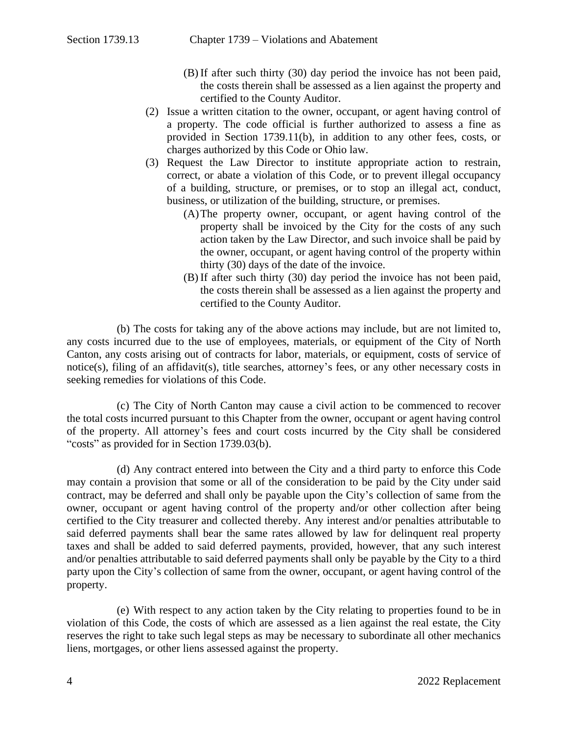(B) If after such thirty (30) day period the invoice has not been paid, the costs therein shall be assessed as a lien against the property and certified to the County Auditor.

(2) Issue a written citation to the owner, occupant, or agent having control of a property. The code official is further authorized to assess a fine as provided in Section 1739.11(b), in addition to any other fees, costs, or charges authorized by this Code or Ohio law.

(3) Request the Law Director to institute appropriate action to restrain, correct, or abate a violation of this Code, or to prevent illegal occupancy of a building, structure, or premises, or to stop an illegal act, conduct, business, or utilization of the building, structure, or premises.

(A) The property owner, occupant, or agent having control of the property shall be invoiced by the City for the costs of any such action taken by the Law Director, and such invoice shall be paid by the owner, occupant, or agent having control of the property within thirty (30) days of the date of the invoice.

(B) If after such thirty (30) day period the invoice has not been paid, the costs therein shall be assessed as a lien against the property and certified to the County Auditor.

(b) The costs for taking any of the above actions may include, but are not limited to, any costs incurred due to the use of employees, materials, or equipment of the City of North Canton, any costs arising out of contracts for labor, materials, or equipment, costs of service of notice(s), filing of an affidavit(s), title searches, attorney's fees, or any other necessary costs in seeking remedies for violations of this Code.

(c) The City of North Canton may cause a civil action to be commenced to recover the total costs incurred pursuant to this Chapter from the owner, occupant or agent having control of the property. All attorney's fees and court costs incurred by the City shall be considered "costs" as provided for in Section 1739.03(b).

(d) Any contract entered into between the City and a third party to enforce this Code may contain a provision that some or all of the consideration to be paid by the City under said contract, may be deferred and shall only be payable upon the City's collection of same from the owner, occupant or agent having control of the property and/or other collection after being certified to the City treasurer and collected thereby. Any interest and/or penalties attributable to said deferred payments shall bear the same rates allowed by law for delinquent real property taxes and shall be added to said deferred payments, provided, however, that any such interest and/or penalties attributable to said deferred payments shall only be payable by the City to a third party upon the City's collection of same from the owner, occupant, or agent having control of the property.

(e) With respect to any action taken by the City relating to properties found to be in violation of this Code, the costs of which are assessed as a lien against the real estate, the City reserves the right to take such legal steps as may be necessary to subordinate all other mechanics liens, mortgages, or other liens assessed against the property.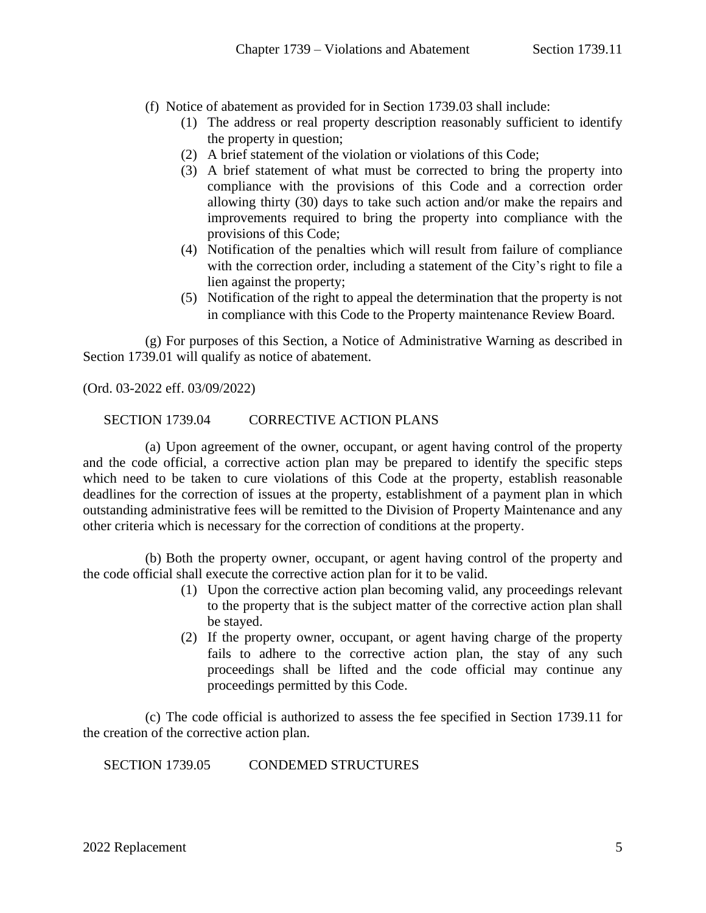(f) Notice of abatement as provided for in Section 1739.03 shall include:

(1) The address or real property description reasonably sufficient to identify the property in question;

(2) A brief statement of the violation or violations of this Code;

(3) A brief statement of what must be corrected to bring the property into compliance with the provisions of this Code and a correction order allowing thirty (30) days to take such action and/or make the repairs and improvements required to bring the property into compliance with the provisions of this Code;

(4) Notification of the penalties which will result from failure of compliance with the correction order, including a statement of the City's right to file a lien against the property;

(5) Notification of the right to appeal the determination that the property is not in compliance with this Code to the Property maintenance Review Board.

(g) For purposes of this Section, a Notice of Administrative Warning as described in Section 1739.01 will qualify as notice of abatement.

(Ord. 03-2022 eff. 03/09/2022)

## SECTION 1739.04 CORRECTIVE ACTION PLANS

(a) Upon agreement of the owner, occupant, or agent having control of the property and the code official, a corrective action plan may be prepared to identify the specific steps which need to be taken to cure violations of this Code at the property, establish reasonable deadlines for the correction of issues at the property, establishment of a payment plan in which outstanding administrative fees will be remitted to the Division of Property Maintenance and any other criteria which is necessary for the correction of conditions at the property.

(b) Both the property owner, occupant, or agent having control of the property and the code official shall execute the corrective action plan for it to be valid.

(1) Upon the corrective action plan becoming valid, any proceedings relevant to the property that is the subject matter of the corrective action plan shall be stayed.

(2) If the property owner, occupant, or agent having charge of the property fails to adhere to the corrective action plan, the stay of any such proceedings shall be lifted and the code official may continue any proceedings permitted by this Code.

(c) The code official is authorized to assess the fee specified in Section 1739.11 for the creation of the corrective action plan.

## SECTION 1739.05 CONDEMED STRUCTURES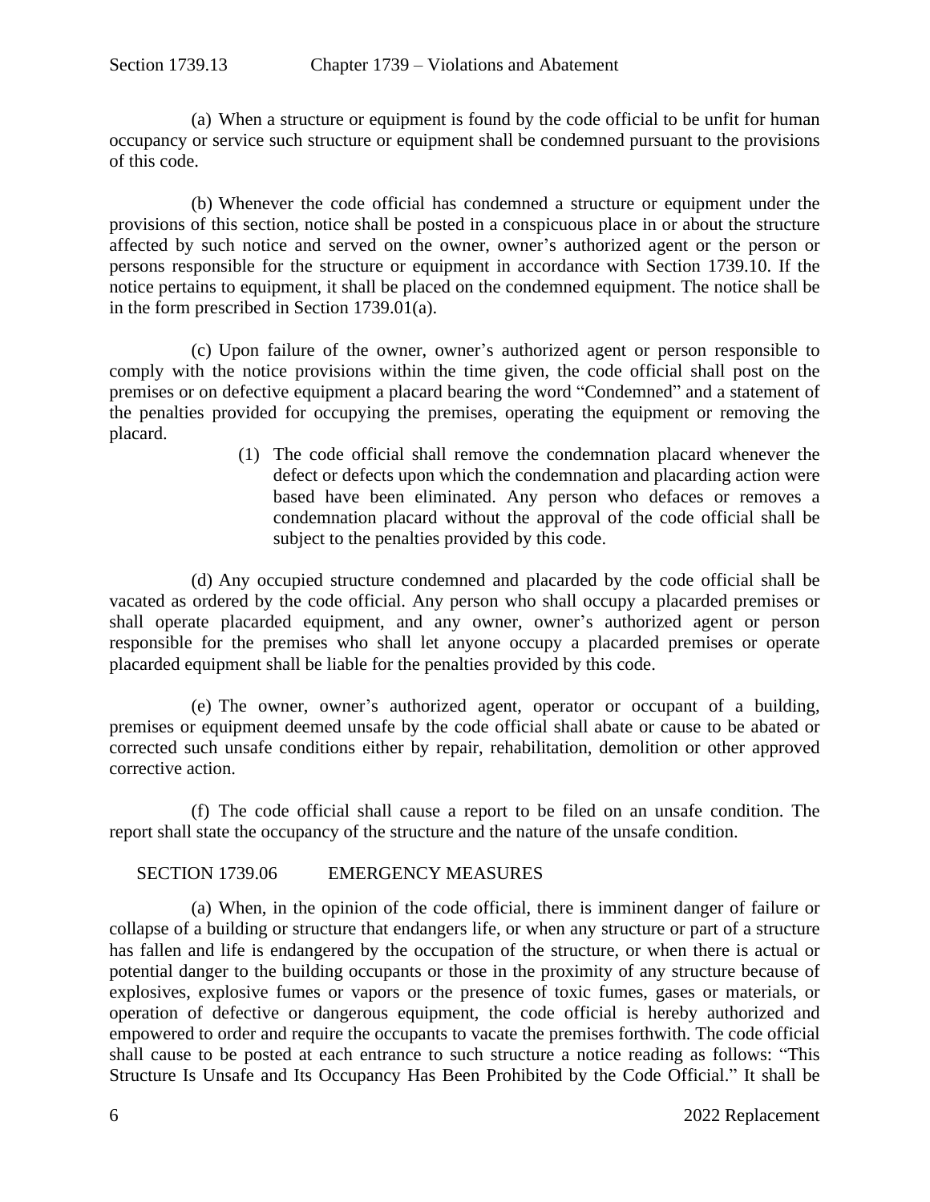(a) When a structure or equipment is found by the code official to be unfit for human occupancy or service such structure or equipment shall be condemned pursuant to the provisions of this code.

(b) Whenever the code official has condemned a structure or equipment under the provisions of this section, notice shall be posted in a conspicuous place in or about the structure affected by such notice and served on the owner, owner's authorized agent or the person or persons responsible for the structure or equipment in accordance with Section 1739.10. If the notice pertains to equipment, it shall be placed on the condemned equipment. The notice shall be in the form prescribed in Section 1739.01(a).

(c) Upon failure of the owner, owner's authorized agent or person responsible to comply with the notice provisions within the time given, the code official shall post on the premises or on defective equipment a placard bearing the word "Condemned" and a statement of the penalties provided for occupying the premises, operating the equipment or removing the placard.

(1) The code official shall remove the condemnation placard whenever the defect or defects upon which the condemnation and placarding action were based have been eliminated. Any person who defaces or removes a condemnation placard without the approval of the code official shall be subject to the penalties provided by this code.

(d) Any occupied structure condemned and placarded by the code official shall be vacated as ordered by the code official. Any person who shall occupy a placarded premises or shall operate placarded equipment, and any owner, owner's authorized agent or person responsible for the premises who shall let anyone occupy a placarded premises or operate placarded equipment shall be liable for the penalties provided by this code.

(e) The owner, owner's authorized agent, operator or occupant of a building, premises or equipment deemed unsafe by the code official shall abate or cause to be abated or corrected such unsafe conditions either by repair, rehabilitation, demolition or other approved corrective action.

(f) The code official shall cause a report to be filed on an unsafe condition. The report shall state the occupancy of the structure and the nature of the unsafe condition.

## SECTION 1739.06 EMERGENCY MEASURES

(a) When, in the opinion of the code official, there is imminent danger of failure or collapse of a building or structure that endangers life, or when any structure or part of a structure has fallen and life is endangered by the occupation of the structure, or when there is actual or potential danger to the building occupants or those in the proximity of any structure because of explosives, explosive fumes or vapors or the presence of toxic fumes, gases or materials, or operation of defective or dangerous equipment, the code official is hereby authorized and empowered to order and require the occupants to vacate the premises forthwith. The code official shall cause to be posted at each entrance to such structure a notice reading as follows: "This Structure Is Unsafe and Its Occupancy Has Been Prohibited by the Code Official." It shall be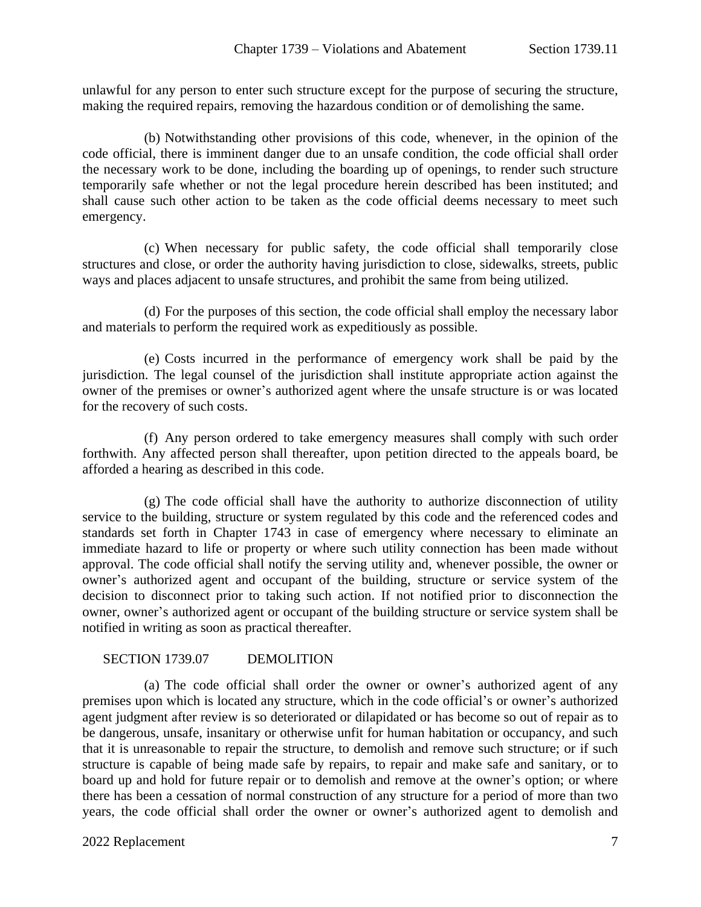unlawful for any person to enter such structure except for the purpose of securing the structure, making the required repairs, removing the hazardous condition or of demolishing the same.

(b) Notwithstanding other provisions of this code, whenever, in the opinion of the code official, there is imminent danger due to an unsafe condition, the code official shall order the necessary work to be done, including the boarding up of openings, to render such structure temporarily safe whether or not the legal procedure herein described has been instituted; and shall cause such other action to be taken as the code official deems necessary to meet such emergency.

(c) When necessary for public safety, the code official shall temporarily close structures and close, or order the authority having jurisdiction to close, sidewalks, streets, public ways and places adjacent to unsafe structures, and prohibit the same from being utilized.

(d) For the purposes of this section, the code official shall employ the necessary labor and materials to perform the required work as expeditiously as possible.

(e) Costs incurred in the performance of emergency work shall be paid by the jurisdiction. The legal counsel of the jurisdiction shall institute appropriate action against the owner of the premises or owner's authorized agent where the unsafe structure is or was located for the recovery of such costs.

(f) Any person ordered to take emergency measures shall comply with such order forthwith. Any affected person shall thereafter, upon petition directed to the appeals board, be afforded a hearing as described in this code.

(g) The code official shall have the authority to authorize disconnection of utility service to the building, structure or system regulated by this code and the referenced codes and standards set forth in Chapter 1743 in case of emergency where necessary to eliminate an immediate hazard to life or property or where such utility connection has been made without approval. The code official shall notify the serving utility and, whenever possible, the owner or owner's authorized agent and occupant of the building, structure or service system of the decision to disconnect prior to taking such action. If not notified prior to disconnection the owner, owner's authorized agent or occupant of the building structure or service system shall be notified in writing as soon as practical thereafter.

## SECTION 1739.07 DEMOLITION

(a) The code official shall order the owner or owner's authorized agent of any premises upon which is located any structure, which in the code official's or owner's authorized agent judgment after review is so deteriorated or dilapidated or has become so out of repair as to be dangerous, unsafe, insanitary or otherwise unfit for human habitation or occupancy, and such that it is unreasonable to repair the structure, to demolish and remove such structure; or if such structure is capable of being made safe by repairs, to repair and make safe and sanitary, or to board up and hold for future repair or to demolish and remove at the owner's option; or where there has been a cessation of normal construction of any structure for a period of more than two years, the code official shall order the owner or owner's authorized agent to demolish and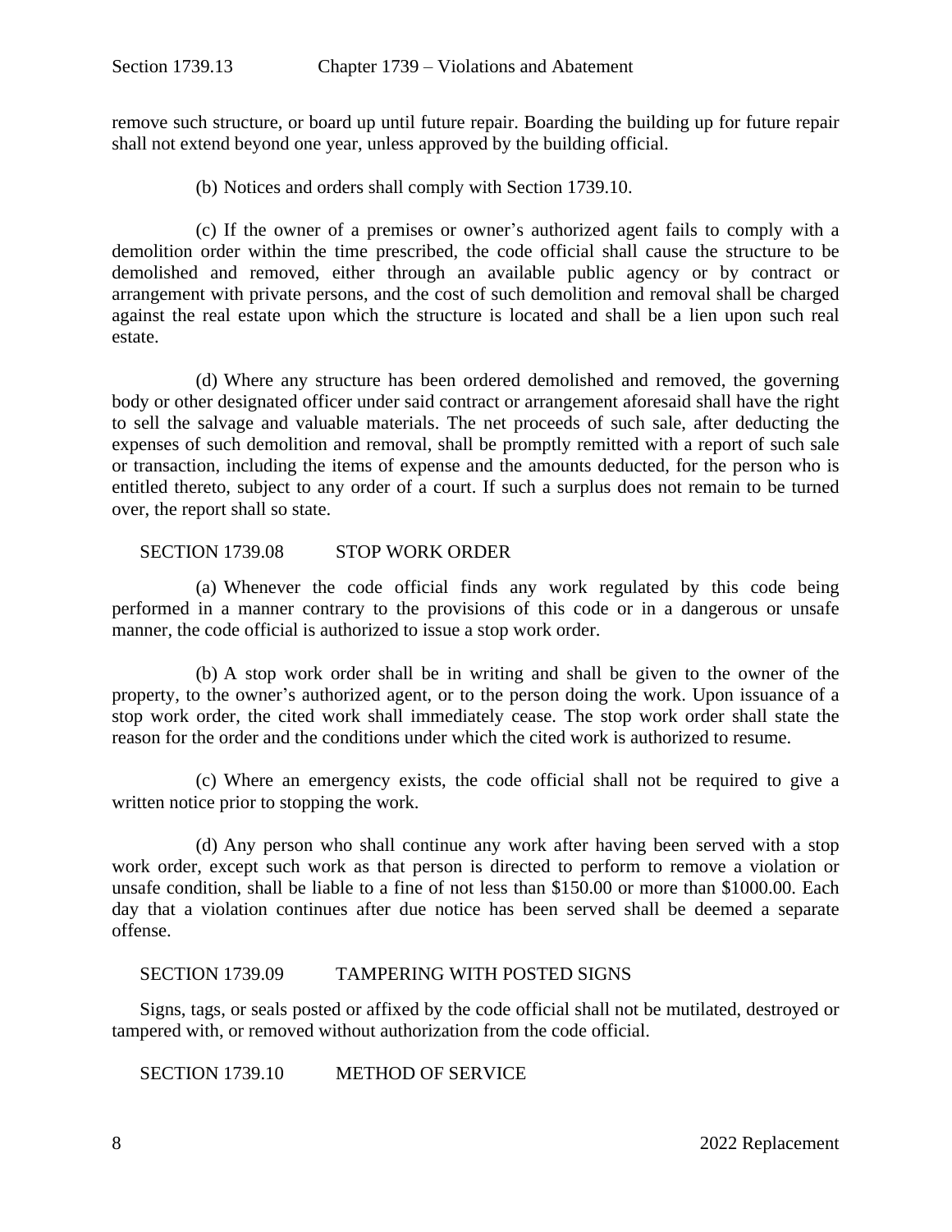remove such structure, or board up until future repair. Boarding the building up for future repair shall not extend beyond one year, unless approved by the building official.

(b) Notices and orders shall comply with Section 1739.10.

(c) If the owner of a premises or owner's authorized agent fails to comply with a demolition order within the time prescribed, the code official shall cause the structure to be demolished and removed, either through an available public agency or by contract or arrangement with private persons, and the cost of such demolition and removal shall be charged against the real estate upon which the structure is located and shall be a lien upon such real estate.

(d) Where any structure has been ordered demolished and removed, the governing body or other designated officer under said contract or arrangement aforesaid shall have the right to sell the salvage and valuable materials. The net proceeds of such sale, after deducting the expenses of such demolition and removal, shall be promptly remitted with a report of such sale or transaction, including the items of expense and the amounts deducted, for the person who is entitled thereto, subject to any order of a court. If such a surplus does not remain to be turned over, the report shall so state.

## SECTION 1739.08 STOP WORK ORDER

(a) Whenever the code official finds any work regulated by this code being performed in a manner contrary to the provisions of this code or in a dangerous or unsafe manner, the code official is authorized to issue a stop work order.

(b) A stop work order shall be in writing and shall be given to the owner of the property, to the owner's authorized agent, or to the person doing the work. Upon issuance of a stop work order, the cited work shall immediately cease. The stop work order shall state the reason for the order and the conditions under which the cited work is authorized to resume.

(c) Where an emergency exists, the code official shall not be required to give a written notice prior to stopping the work.

(d) Any person who shall continue any work after having been served with a stop work order, except such work as that person is directed to perform to remove a violation or unsafe condition, shall be liable to a fine of not less than $150.00 or more than $1000.00. Each day that a violation continues after due notice has been served shall be deemed a separate offense.

## SECTION 1739.09 TAMPERING WITH POSTED SIGNS

Signs, tags, or seals posted or affixed by the code official shall not be mutilated, destroyed or tampered with, or removed without authorization from the code official.

## SECTION 1739.10 METHOD OF SERVICE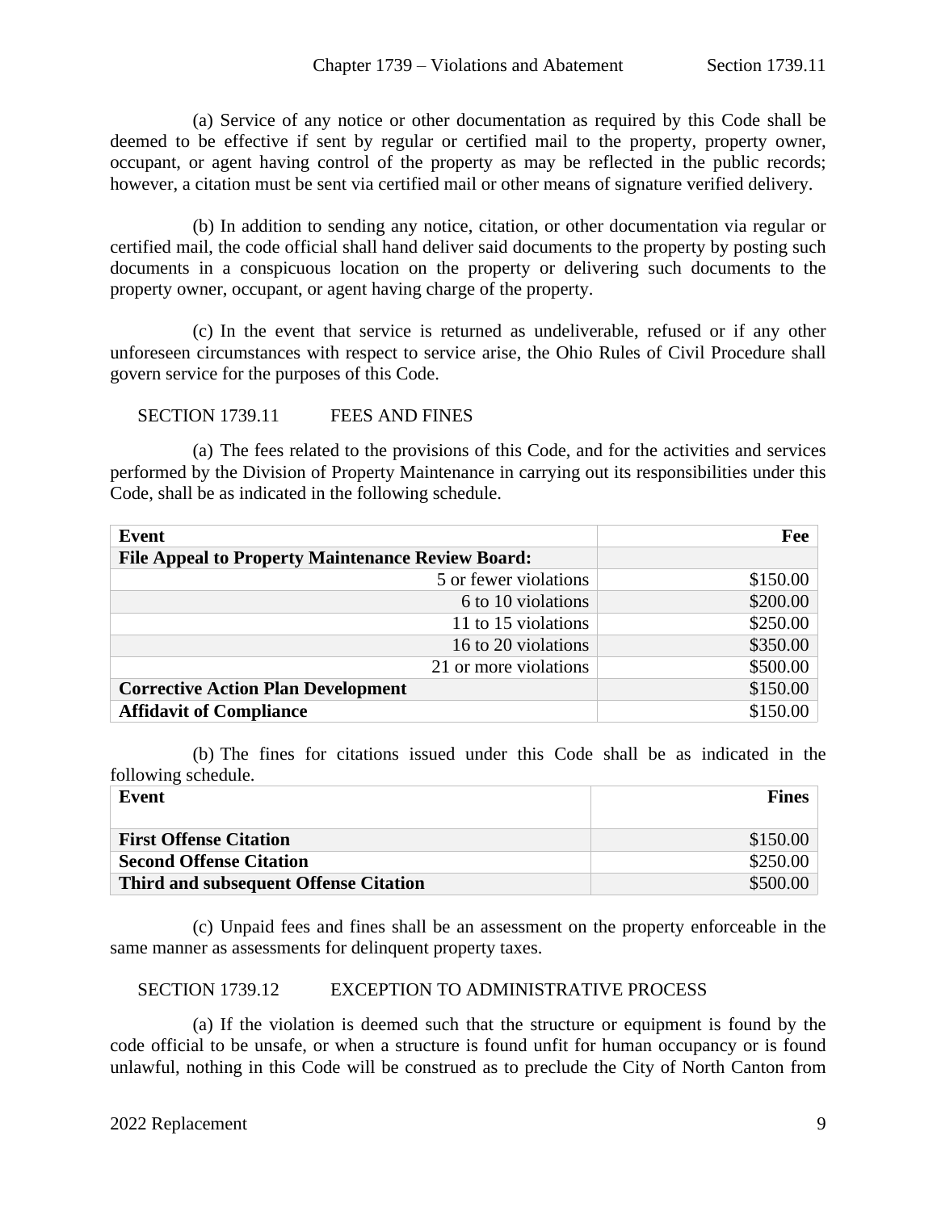(a) Service of any notice or other documentation as required by this Code shall be deemed to be effective if sent by regular or certified mail to the property, property owner, occupant, or agent having control of the property as may be reflected in the public records; however, a citation must be sent via certified mail or other means of signature verified delivery.

(b) In addition to sending any notice, citation, or other documentation via regular or certified mail, the code official shall hand deliver said documents to the property by posting such documents in a conspicuous location on the property or delivering such documents to the property owner, occupant, or agent having charge of the property.

(c) In the event that service is returned as undeliverable, refused or if any other unforeseen circumstances with respect to service arise, the Ohio Rules of Civil Procedure shall govern service for the purposes of this Code.

SECTION 1739.11 FEES AND FINES

(a) The fees related to the provisions of this Code, and for the activities and services performed by the Division of Property Maintenance in carrying out its responsibilities under this Code, shall be as indicated in the following schedule.

| **Event** | **Fee** |
|---|---|
| **File Appeal to Property Maintenance Review Board:** | |
| 5 or fewer violations | $150.00 |
| 6 to 10 violations | $200.00 |
| 11 to 15 violations | $250.00 |
| 16 to 20 violations | $350.00 |
| 21 or more violations | $500.00 |
| **Corrective Action Plan Development** | $150.00 |
| **Affidavit of Compliance** | $150.00 |

(b) The fines for citations issued under this Code shall be as indicated in the following schedule.

| **Event** | **Fines** |
|---|---|
| **First Offense Citation** | $150.00 |
| **Second Offense Citation** | $250.00 |
| **Third and subsequent Offense Citation** | $500.00 |

(c) Unpaid fees and fines shall be an assessment on the property enforceable in the same manner as assessments for delinquent property taxes.

SECTION 1739.12 EXCEPTION TO ADMINISTRATIVE PROCESS

(a) If the violation is deemed such that the structure or equipment is found by the code official to be unsafe, or when a structure is found unfit for human occupancy or is found unlawful, nothing in this Code will be construed as to preclude the City of North Canton from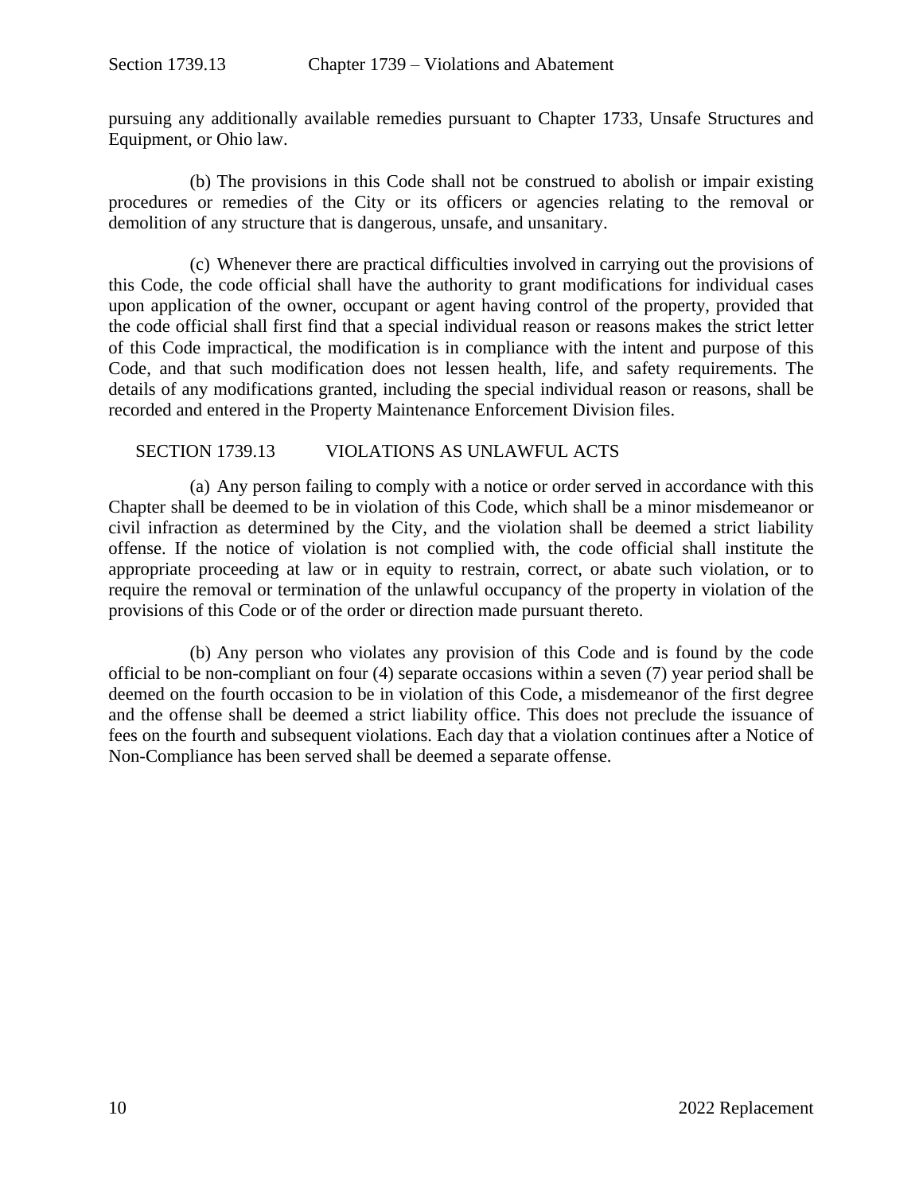pursuing any additionally available remedies pursuant to Chapter 1733, Unsafe Structures and Equipment, or Ohio law.

(b) The provisions in this Code shall not be construed to abolish or impair existing procedures or remedies of the City or its officers or agencies relating to the removal or demolition of any structure that is dangerous, unsafe, and unsanitary.

(c) Whenever there are practical difficulties involved in carrying out the provisions of this Code, the code official shall have the authority to grant modifications for individual cases upon application of the owner, occupant or agent having control of the property, provided that the code official shall first find that a special individual reason or reasons makes the strict letter of this Code impractical, the modification is in compliance with the intent and purpose of this Code, and that such modification does not lessen health, life, and safety requirements. The details of any modifications granted, including the special individual reason or reasons, shall be recorded and entered in the Property Maintenance Enforcement Division files.

## SECTION 1739.13 VIOLATIONS AS UNLAWFUL ACTS

(a) Any person failing to comply with a notice or order served in accordance with this Chapter shall be deemed to be in violation of this Code, which shall be a minor misdemeanor or civil infraction as determined by the City, and the violation shall be deemed a strict liability offense. If the notice of violation is not complied with, the code official shall institute the appropriate proceeding at law or in equity to restrain, correct, or abate such violation, or to require the removal or termination of the unlawful occupancy of the property in violation of the provisions of this Code or of the order or direction made pursuant thereto.

(b) Any person who violates any provision of this Code and is found by the code official to be non-compliant on four (4) separate occasions within a seven (7) year period shall be deemed on the fourth occasion to be in violation of this Code, a misdemeanor of the first degree and the offense shall be deemed a strict liability office. This does not preclude the issuance of fees on the fourth and subsequent violations. Each day that a violation continues after a Notice of Non-Compliance has been served shall be deemed a separate offense.